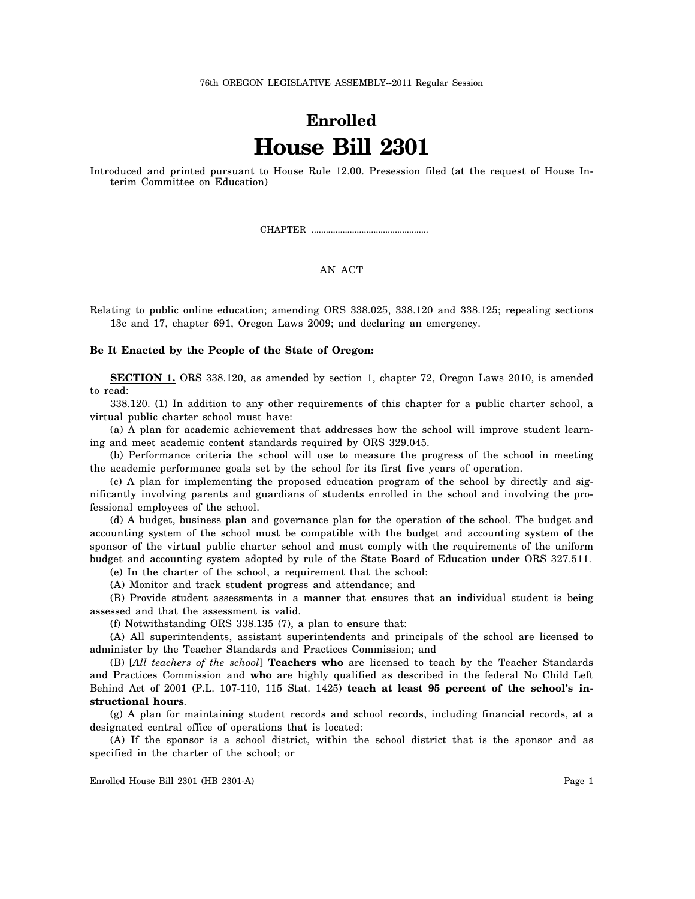76th OREGON LEGISLATIVE ASSEMBLY--2011 Regular Session

# Enrolled

# House Bill 2301

Introduced and printed pursuant to House Rule 12.00. Presession filed (at the request of House Interim Committee on Education)

CHAPTER ................................................

AN ACT

Relating to public online education; amending ORS 338.025, 338.120 and 338.125; repealing sections 13c and 17, chapter 691, Oregon Laws 2009; and declaring an emergency.

**Be It Enacted by the People of the State of Oregon:**

**SECTION 1.** ORS 338.120, as amended by section 1, chapter 72, Oregon Laws 2010, is amended to read:

338.120. (1) In addition to any other requirements of this chapter for a public charter school, a virtual public charter school must have:

(a) A plan for academic achievement that addresses how the school will improve student learning and meet academic content standards required by ORS 329.045.

(b) Performance criteria the school will use to measure the progress of the school in meeting the academic performance goals set by the school for its first five years of operation.

(c) A plan for implementing the proposed education program of the school by directly and significantly involving parents and guardians of students enrolled in the school and involving the professional employees of the school.

(d) A budget, business plan and governance plan for the operation of the school. The budget and accounting system of the school must be compatible with the budget and accounting system of the sponsor of the virtual public charter school and must comply with the requirements of the uniform budget and accounting system adopted by rule of the State Board of Education under ORS 327.511.

(e) In the charter of the school, a requirement that the school:

(A) Monitor and track student progress and attendance; and

(B) Provide student assessments in a manner that ensures that an individual student is being assessed and that the assessment is valid.

(f) Notwithstanding ORS 338.135 (7), a plan to ensure that:

(A) All superintendents, assistant superintendents and principals of the school are licensed to administer by the Teacher Standards and Practices Commission; and

(B) [*All teachers of the school*] **Teachers who** are licensed to teach by the Teacher Standards and Practices Commission and **who** are highly qualified as described in the federal No Child Left Behind Act of 2001 (P.L. 107-110, 115 Stat. 1425) **teach at least 95 percent of the school's instructional hours**.

(g) A plan for maintaining student records and school records, including financial records, at a designated central office of operations that is located:

(A) If the sponsor is a school district, within the school district that is the sponsor and as specified in the charter of the school; or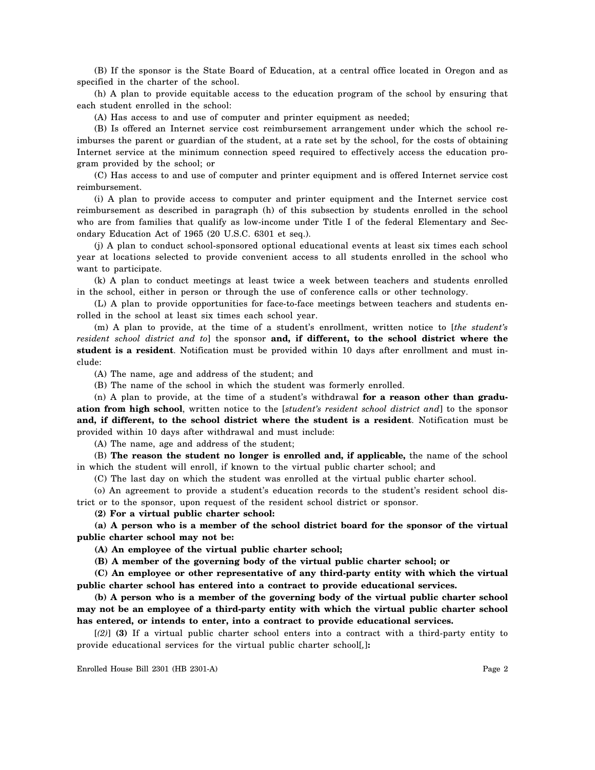(B) If the sponsor is the State Board of Education, at a central office located in Oregon and as specified in the charter of the school.

(h) A plan to provide equitable access to the education program of the school by ensuring that each student enrolled in the school:

(A) Has access to and use of computer and printer equipment as needed;

(B) Is offered an Internet service cost reimbursement arrangement under which the school reimburses the parent or guardian of the student, at a rate set by the school, for the costs of obtaining Internet service at the minimum connection speed required to effectively access the education program provided by the school; or

(C) Has access to and use of computer and printer equipment and is offered Internet service cost reimbursement.

(i) A plan to provide access to computer and printer equipment and the Internet service cost reimbursement as described in paragraph (h) of this subsection by students enrolled in the school who are from families that qualify as low-income under Title I of the federal Elementary and Secondary Education Act of 1965 (20 U.S.C. 6301 et seq.).

(j) A plan to conduct school-sponsored optional educational events at least six times each school year at locations selected to provide convenient access to all students enrolled in the school who want to participate.

(k) A plan to conduct meetings at least twice a week between teachers and students enrolled in the school, either in person or through the use of conference calls or other technology.

(L) A plan to provide opportunities for face-to-face meetings between teachers and students enrolled in the school at least six times each school year.

(m) A plan to provide, at the time of a student's enrollment, written notice to [*the student's resident school district and to*] the sponsor **and, if different, to the school district where the student is a resident**. Notification must be provided within 10 days after enrollment and must include:

(A) The name, age and address of the student; and

(B) The name of the school in which the student was formerly enrolled.

(n) A plan to provide, at the time of a student's withdrawal **for a reason other than graduation from high school**, written notice to the [*student's resident school district and*] to the sponsor **and, if different, to the school district where the student is a resident**. Notification must be provided within 10 days after withdrawal and must include:

(A) The name, age and address of the student;

(B) **The reason the student no longer is enrolled and, if applicable,** the name of the school in which the student will enroll, if known to the virtual public charter school; and

(C) The last day on which the student was enrolled at the virtual public charter school.

(o) An agreement to provide a student's education records to the student's resident school district or to the sponsor, upon request of the resident school district or sponsor.

**(2) For a virtual public charter school:**

**(a) A person who is a member of the school district board for the sponsor of the virtual public charter school may not be:**

**(A) An employee of the virtual public charter school;**

**(B) A member of the governing body of the virtual public charter school; or**

**(C) An employee or other representative of any third-party entity with which the virtual public charter school has entered into a contract to provide educational services.**

**(b) A person who is a member of the governing body of the virtual public charter school may not be an employee of a third-party entity with which the virtual public charter school has entered, or intends to enter, into a contract to provide educational services.**

[*(2)*] **(3)** If a virtual public charter school enters into a contract with a third-party entity to provide educational services for the virtual public charter school[*,*]**:**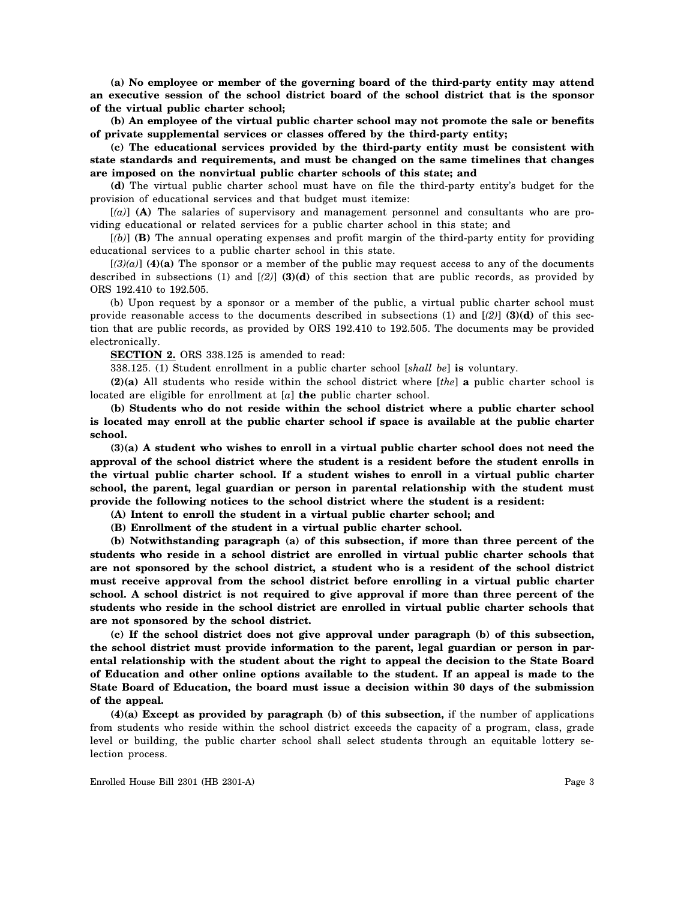**(a) No employee or member of the governing board of the third-party entity may attend an executive session of the school district board of the school district that is the sponsor of the virtual public charter school;**

**(b) An employee of the virtual public charter school may not promote the sale or benefits of private supplemental services or classes offered by the third-party entity;**

**(c) The educational services provided by the third-party entity must be consistent with state standards and requirements, and must be changed on the same timelines that changes are imposed on the nonvirtual public charter schools of this state; and**

**(d)** The virtual public charter school must have on file the third-party entity's budget for the provision of educational services and that budget must itemize:

[*(a)*] **(A)** The salaries of supervisory and management personnel and consultants who are providing educational or related services for a public charter school in this state; and

[*(b)*] **(B)** The annual operating expenses and profit margin of the third-party entity for providing educational services to a public charter school in this state.

[*(3)(a)*] **(4)(a)** The sponsor or a member of the public may request access to any of the documents described in subsections (1) and [*(2)*] **(3)(d)** of this section that are public records, as provided by ORS 192.410 to 192.505.

(b) Upon request by a sponsor or a member of the public, a virtual public charter school must provide reasonable access to the documents described in subsections (1) and [*(2)*] **(3)(d)** of this section that are public records, as provided by ORS 192.410 to 192.505. The documents may be provided electronically.

**SECTION 2.** ORS 338.125 is amended to read:

338.125. (1) Student enrollment in a public charter school [*shall be*] **is** voluntary.

**(2)(a)** All students who reside within the school district where [*the*] **a** public charter school is located are eligible for enrollment at [*a*] **the** public charter school.

**(b) Students who do not reside within the school district where a public charter school is located may enroll at the public charter school if space is available at the public charter school.**

**(3)(a) A student who wishes to enroll in a virtual public charter school does not need the approval of the school district where the student is a resident before the student enrolls in the virtual public charter school. If a student wishes to enroll in a virtual public charter school, the parent, legal guardian or person in parental relationship with the student must provide the following notices to the school district where the student is a resident:**

**(A) Intent to enroll the student in a virtual public charter school; and**

**(B) Enrollment of the student in a virtual public charter school.**

**(b) Notwithstanding paragraph (a) of this subsection, if more than three percent of the students who reside in a school district are enrolled in virtual public charter schools that are not sponsored by the school district, a student who is a resident of the school district must receive approval from the school district before enrolling in a virtual public charter school. A school district is not required to give approval if more than three percent of the students who reside in the school district are enrolled in virtual public charter schools that are not sponsored by the school district.**

**(c) If the school district does not give approval under paragraph (b) of this subsection, the school district must provide information to the parent, legal guardian or person in parental relationship with the student about the right to appeal the decision to the State Board of Education and other online options available to the student. If an appeal is made to the State Board of Education, the board must issue a decision within 30 days of the submission of the appeal.**

**(4)(a) Except as provided by paragraph (b) of this subsection,** if the number of applications from students who reside within the school district exceeds the capacity of a program, class, grade level or building, the public charter school shall select students through an equitable lottery selection process.

Enrolled House Bill 2301 (HB 2301-A)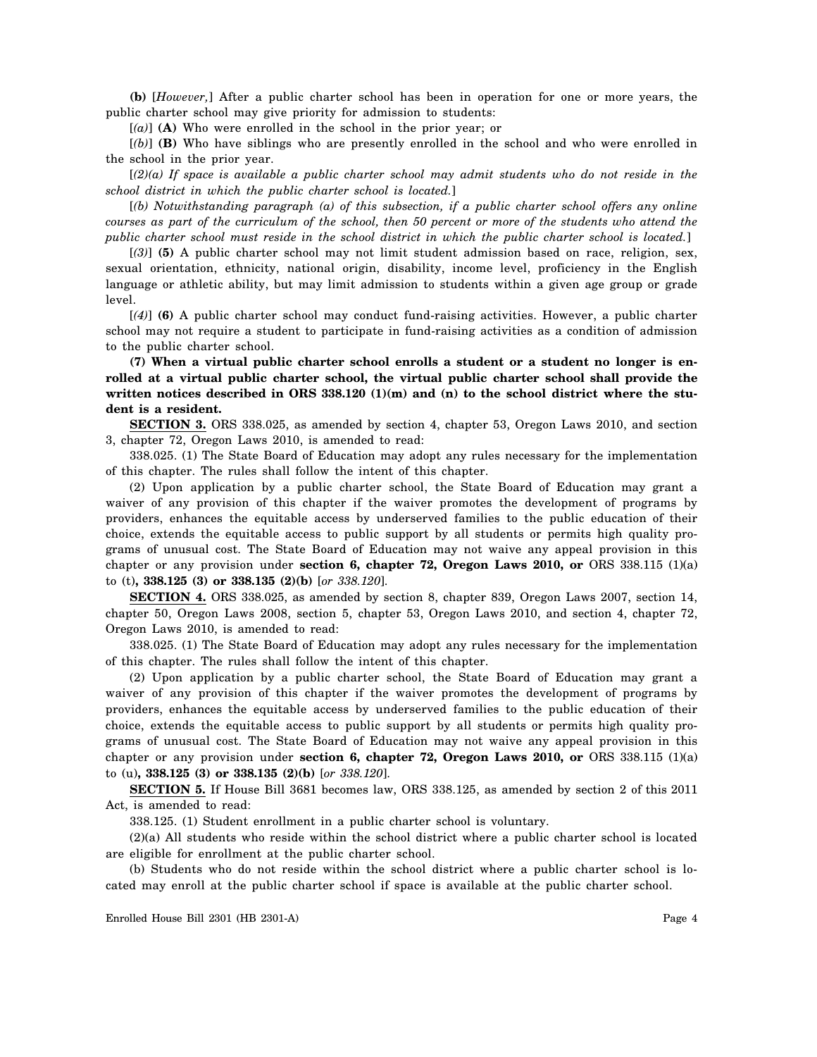**(b)** [*However,*] After a public charter school has been in operation for one or more years, the public charter school may give priority for admission to students:

[*(a)*] **(A)** Who were enrolled in the school in the prior year; or

[*(b)*] **(B)** Who have siblings who are presently enrolled in the school and who were enrolled in the school in the prior year.

[*(2)(a) If space is available a public charter school may admit students who do not reside in the school district in which the public charter school is located.*]

[*(b) Notwithstanding paragraph (a) of this subsection, if a public charter school offers any online courses as part of the curriculum of the school, then 50 percent or more of the students who attend the public charter school must reside in the school district in which the public charter school is located.*]

[*(3)*] **(5)** A public charter school may not limit student admission based on race, religion, sex, sexual orientation, ethnicity, national origin, disability, income level, proficiency in the English language or athletic ability, but may limit admission to students within a given age group or grade level.

[*(4)*] **(6)** A public charter school may conduct fund-raising activities. However, a public charter school may not require a student to participate in fund-raising activities as a condition of admission to the public charter school.

**(7) When a virtual public charter school enrolls a student or a student no longer is enrolled at a virtual public charter school, the virtual public charter school shall provide the written notices described in ORS 338.120 (1)(m) and (n) to the school district where the student is a resident.**

**SECTION 3.** ORS 338.025, as amended by section 4, chapter 53, Oregon Laws 2010, and section 3, chapter 72, Oregon Laws 2010, is amended to read:

338.025. (1) The State Board of Education may adopt any rules necessary for the implementation of this chapter. The rules shall follow the intent of this chapter.

(2) Upon application by a public charter school, the State Board of Education may grant a waiver of any provision of this chapter if the waiver promotes the development of programs by providers, enhances the equitable access by underserved families to the public education of their choice, extends the equitable access to public support by all students or permits high quality programs of unusual cost. The State Board of Education may not waive any appeal provision in this chapter or any provision under **section 6, chapter 72, Oregon Laws 2010, or** ORS 338.115 (1)(a) to (t)**, 338.125 (3) or 338.135 (2)(b)** [*or 338.120*].

**SECTION 4.** ORS 338.025, as amended by section 8, chapter 839, Oregon Laws 2007, section 14, chapter 50, Oregon Laws 2008, section 5, chapter 53, Oregon Laws 2010, and section 4, chapter 72, Oregon Laws 2010, is amended to read:

338.025. (1) The State Board of Education may adopt any rules necessary for the implementation of this chapter. The rules shall follow the intent of this chapter.

(2) Upon application by a public charter school, the State Board of Education may grant a waiver of any provision of this chapter if the waiver promotes the development of programs by providers, enhances the equitable access by underserved families to the public education of their choice, extends the equitable access to public support by all students or permits high quality programs of unusual cost. The State Board of Education may not waive any appeal provision in this chapter or any provision under **section 6, chapter 72, Oregon Laws 2010, or** ORS 338.115 (1)(a) to (u)**, 338.125 (3) or 338.135 (2)(b)** [*or 338.120*].

**SECTION 5.** If House Bill 3681 becomes law, ORS 338.125, as amended by section 2 of this 2011 Act, is amended to read:

338.125. (1) Student enrollment in a public charter school is voluntary.

(2)(a) All students who reside within the school district where a public charter school is located are eligible for enrollment at the public charter school.

(b) Students who do not reside within the school district where a public charter school is located may enroll at the public charter school if space is available at the public charter school.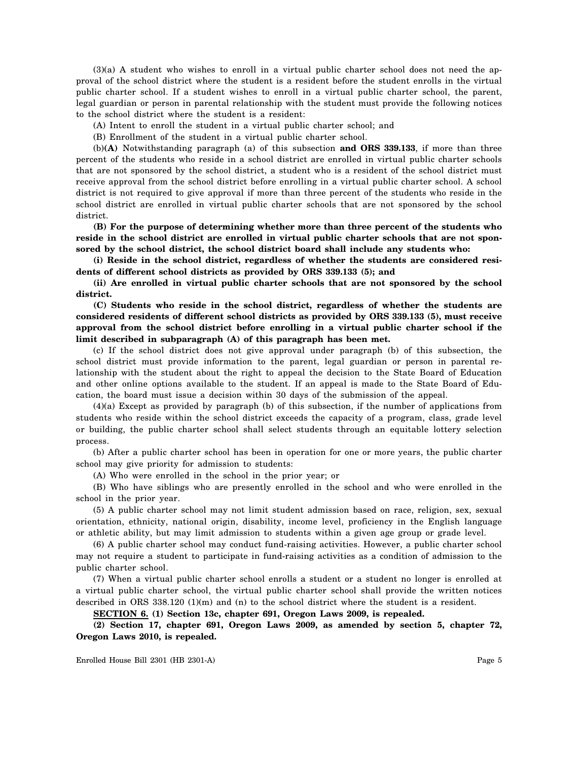(3)(a) A student who wishes to enroll in a virtual public charter school does not need the approval of the school district where the student is a resident before the student enrolls in the virtual public charter school. If a student wishes to enroll in a virtual public charter school, the parent, legal guardian or person in parental relationship with the student must provide the following notices to the school district where the student is a resident:

(A) Intent to enroll the student in a virtual public charter school; and

(B) Enrollment of the student in a virtual public charter school.

(b)**(A)** Notwithstanding paragraph (a) of this subsection **and ORS 339.133**, if more than three percent of the students who reside in a school district are enrolled in virtual public charter schools that are not sponsored by the school district, a student who is a resident of the school district must receive approval from the school district before enrolling in a virtual public charter school. A school district is not required to give approval if more than three percent of the students who reside in the school district are enrolled in virtual public charter schools that are not sponsored by the school district.

**(B) For the purpose of determining whether more than three percent of the students who reside in the school district are enrolled in virtual public charter schools that are not sponsored by the school district, the school district board shall include any students who:**

**(i) Reside in the school district, regardless of whether the students are considered residents of different school districts as provided by ORS 339.133 (5); and**

**(ii) Are enrolled in virtual public charter schools that are not sponsored by the school district.**

**(C) Students who reside in the school district, regardless of whether the students are considered residents of different school districts as provided by ORS 339.133 (5), must receive approval from the school district before enrolling in a virtual public charter school if the limit described in subparagraph (A) of this paragraph has been met.**

(c) If the school district does not give approval under paragraph (b) of this subsection, the school district must provide information to the parent, legal guardian or person in parental relationship with the student about the right to appeal the decision to the State Board of Education and other online options available to the student. If an appeal is made to the State Board of Education, the board must issue a decision within 30 days of the submission of the appeal.

(4)(a) Except as provided by paragraph (b) of this subsection, if the number of applications from students who reside within the school district exceeds the capacity of a program, class, grade level or building, the public charter school shall select students through an equitable lottery selection process.

(b) After a public charter school has been in operation for one or more years, the public charter school may give priority for admission to students:

(A) Who were enrolled in the school in the prior year; or

(B) Who have siblings who are presently enrolled in the school and who were enrolled in the school in the prior year.

(5) A public charter school may not limit student admission based on race, religion, sex, sexual orientation, ethnicity, national origin, disability, income level, proficiency in the English language or athletic ability, but may limit admission to students within a given age group or grade level.

(6) A public charter school may conduct fund-raising activities. However, a public charter school may not require a student to participate in fund-raising activities as a condition of admission to the public charter school.

(7) When a virtual public charter school enrolls a student or a student no longer is enrolled at a virtual public charter school, the virtual public charter school shall provide the written notices described in ORS 338.120 (1)(m) and (n) to the school district where the student is a resident.

**SECTION 6. (1) Section 13c, chapter 691, Oregon Laws 2009, is repealed.**

**(2) Section 17, chapter 691, Oregon Laws 2009, as amended by section 5, chapter 72, Oregon Laws 2010, is repealed.**

Enrolled House Bill 2301 (HB 2301-A)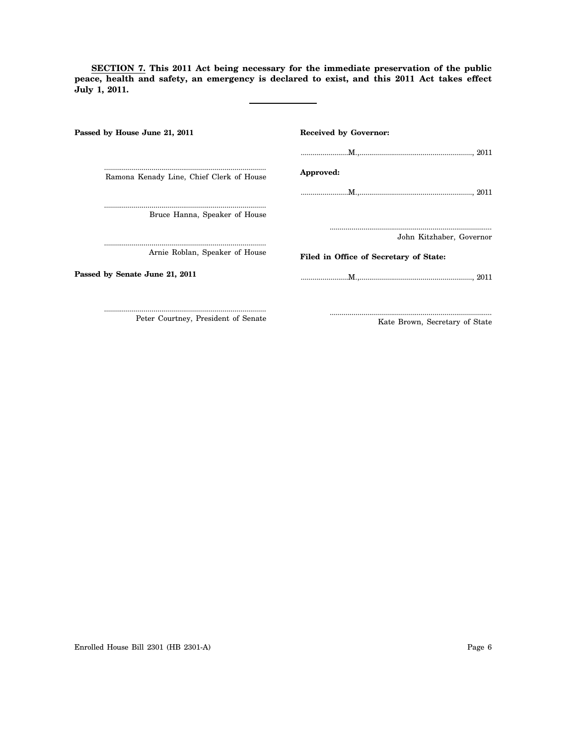**SECTION 7. This 2011 Act being necessary for the immediate preservation of the public peace, health and safety, an emergency is declared to exist, and this 2011 Act takes effect July 1, 2011.**

---

**Passed by House June 21, 2011**

..................................................................................
Ramona Kenady Line, Chief Clerk of House

..................................................................................
Bruce Hanna, Speaker of House

..................................................................................
Arnie Roblan, Speaker of House

**Passed by Senate June 21, 2011**

..................................................................................
Peter Courtney, President of Senate

**Received by Governor:**

........................M.,.........................................................., 2011

**Approved:**

........................M.,.........................................................., 2011

..................................................................................
John Kitzhaber, Governor

**Filed in Office of Secretary of State:**

........................M.,.........................................................., 2011

..................................................................................
Kate Brown, Secretary of State

Enrolled House Bill 2301 (HB 2301-A)